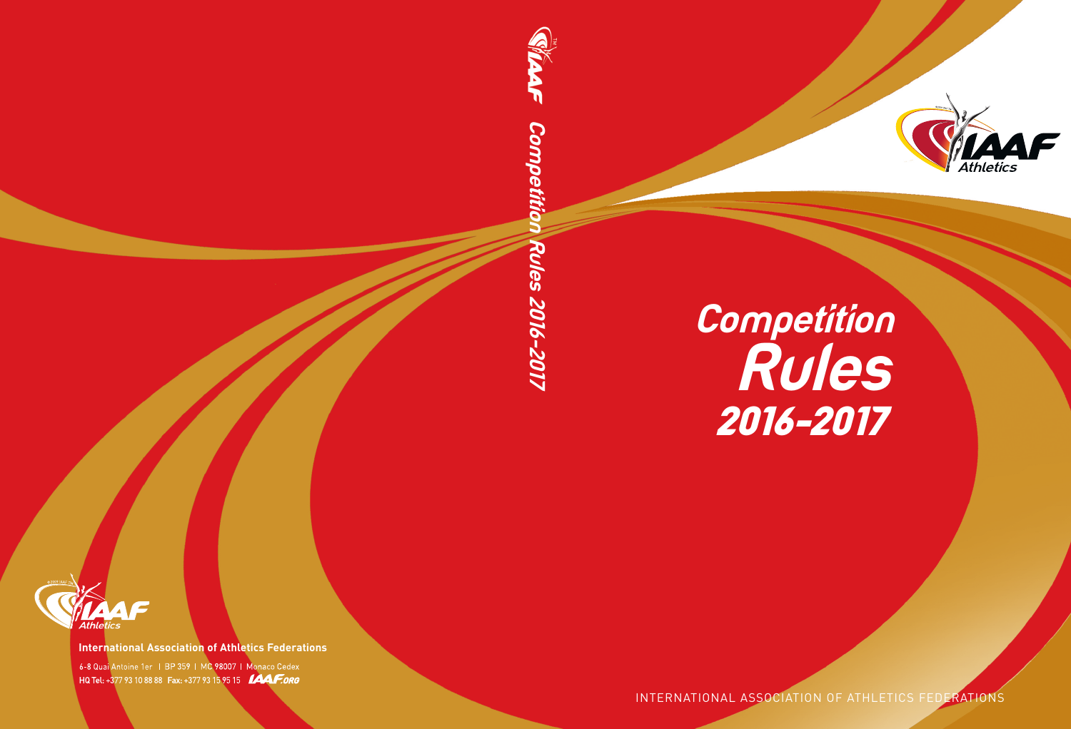# Competition Rules 2016-2017

INTERNATIONAL ASSOCIATION OF ATHLETICS FEDERATIONS

IAAF Competition Rules 2016-2017

**International Association of Athletics Federations**

6-8 Quai Antoine 1er | BP 359 | MC 98007 | Monaco Cedex

**HQ Tel:** +377 93 10 88 88 **Fax:** +377 93 15 95 15 IAAF.ORG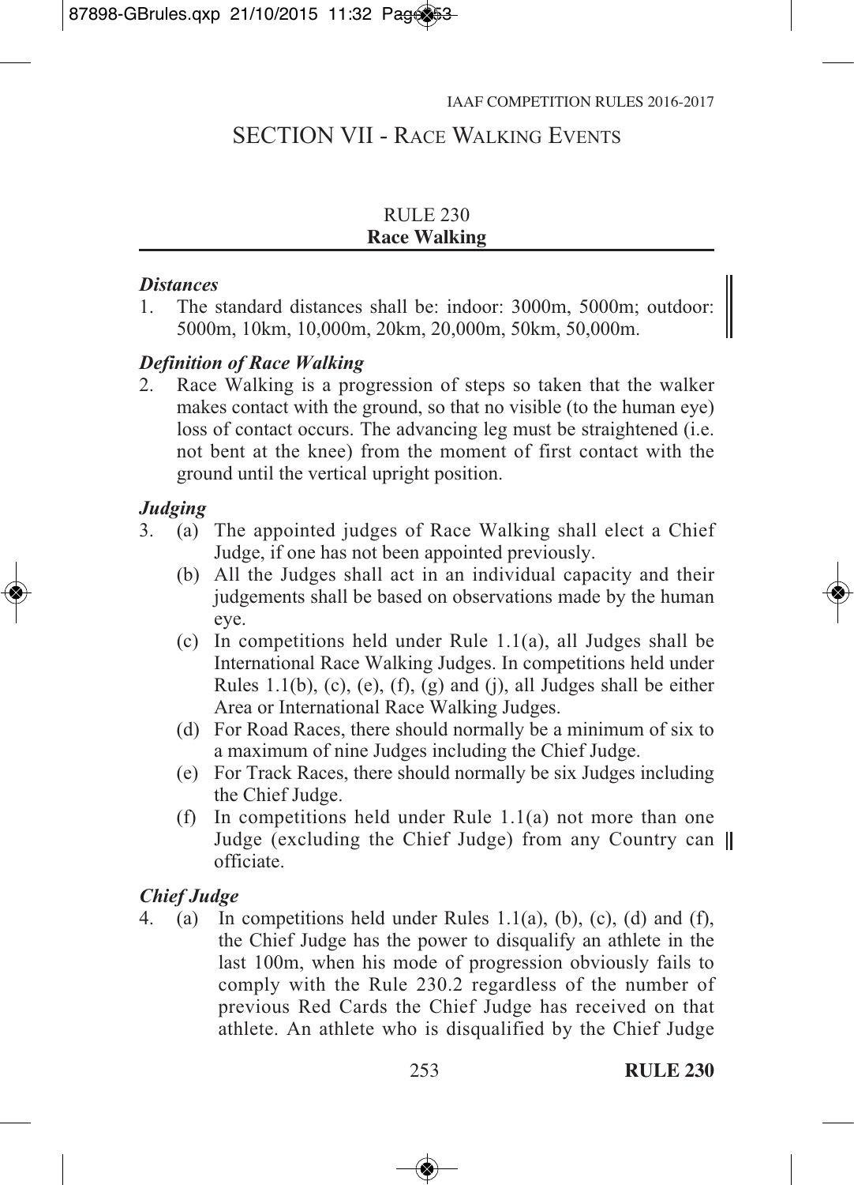# SECTION VII - Race Walking Events

## RULE 230
**Race Walking**

***Distances***

1. The standard distances shall be: indoor: 3000m, 5000m; outdoor: 5000m, 10km, 10,000m, 20km, 20,000m, 50km, 50,000m.

***Definition of Race Walking***

2. Race Walking is a progression of steps so taken that the walker makes contact with the ground, so that no visible (to the human eye) loss of contact occurs. The advancing leg must be straightened (i.e. not bent at the knee) from the moment of first contact with the ground until the vertical upright position.

***Judging***

3. (a) The appointed judges of Race Walking shall elect a Chief Judge, if one has not been appointed previously.
   (b) All the Judges shall act in an individual capacity and their judgements shall be based on observations made by the human eye.
   (c) In competitions held under Rule 1.1(a), all Judges shall be International Race Walking Judges. In competitions held under Rules 1.1(b), (c), (e), (f), (g) and (j), all Judges shall be either Area or International Race Walking Judges.
   (d) For Road Races, there should normally be a minimum of six to a maximum of nine Judges including the Chief Judge.
   (e) For Track Races, there should normally be six Judges including the Chief Judge.
   (f) In competitions held under Rule 1.1(a) not more than one Judge (excluding the Chief Judge) from any Country can officiate.

***Chief Judge***

4. (a) In competitions held under Rules 1.1(a), (b), (c), (d) and (f), the Chief Judge has the power to disqualify an athlete in the last 100m, when his mode of progression obviously fails to comply with the Rule 230.2 regardless of the number of previous Red Cards the Chief Judge has received on that athlete. An athlete who is disqualified by the Chief Judge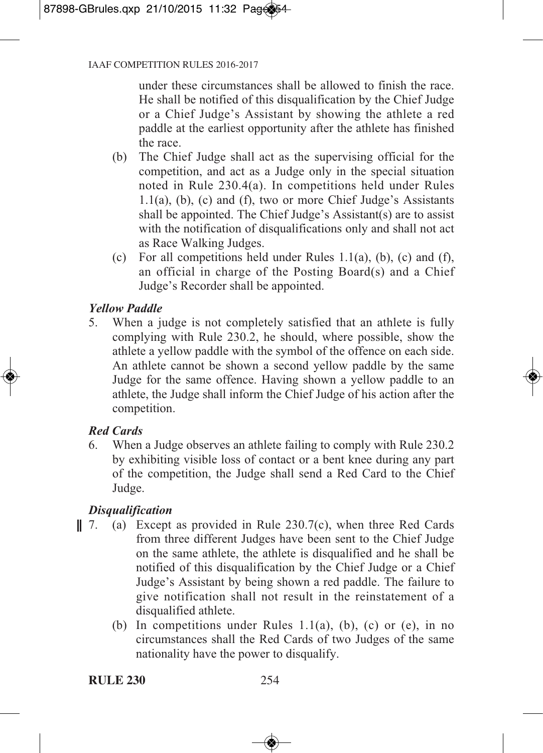under these circumstances shall be allowed to finish the race. He shall be notified of this disqualification by the Chief Judge or a Chief Judge's Assistant by showing the athlete a red paddle at the earliest opportunity after the athlete has finished the race.

(b) The Chief Judge shall act as the supervising official for the competition, and act as a Judge only in the special situation noted in Rule 230.4(a). In competitions held under Rules 1.1(a), (b), (c) and (f), two or more Chief Judge's Assistants shall be appointed. The Chief Judge's Assistant(s) are to assist with the notification of disqualifications only and shall not act as Race Walking Judges.

(c) For all competitions held under Rules 1.1(a), (b), (c) and (f), an official in charge of the Posting Board(s) and a Chief Judge's Recorder shall be appointed.

### *Yellow Paddle*

5. When a judge is not completely satisfied that an athlete is fully complying with Rule 230.2, he should, where possible, show the athlete a yellow paddle with the symbol of the offence on each side. An athlete cannot be shown a second yellow paddle by the same Judge for the same offence. Having shown a yellow paddle to an athlete, the Judge shall inform the Chief Judge of his action after the competition.

### *Red Cards*

6. When a Judge observes an athlete failing to comply with Rule 230.2 by exhibiting visible loss of contact or a bent knee during any part of the competition, the Judge shall send a Red Card to the Chief Judge.

### *Disqualification*

7. (a) Except as provided in Rule 230.7(c), when three Red Cards from three different Judges have been sent to the Chief Judge on the same athlete, the athlete is disqualified and he shall be notified of this disqualification by the Chief Judge or a Chief Judge's Assistant by being shown a red paddle. The failure to give notification shall not result in the reinstatement of a disqualified athlete.

   (b) In competitions under Rules 1.1(a), (b), (c) or (e), in no circumstances shall the Red Cards of two Judges of the same nationality have the power to disqualify.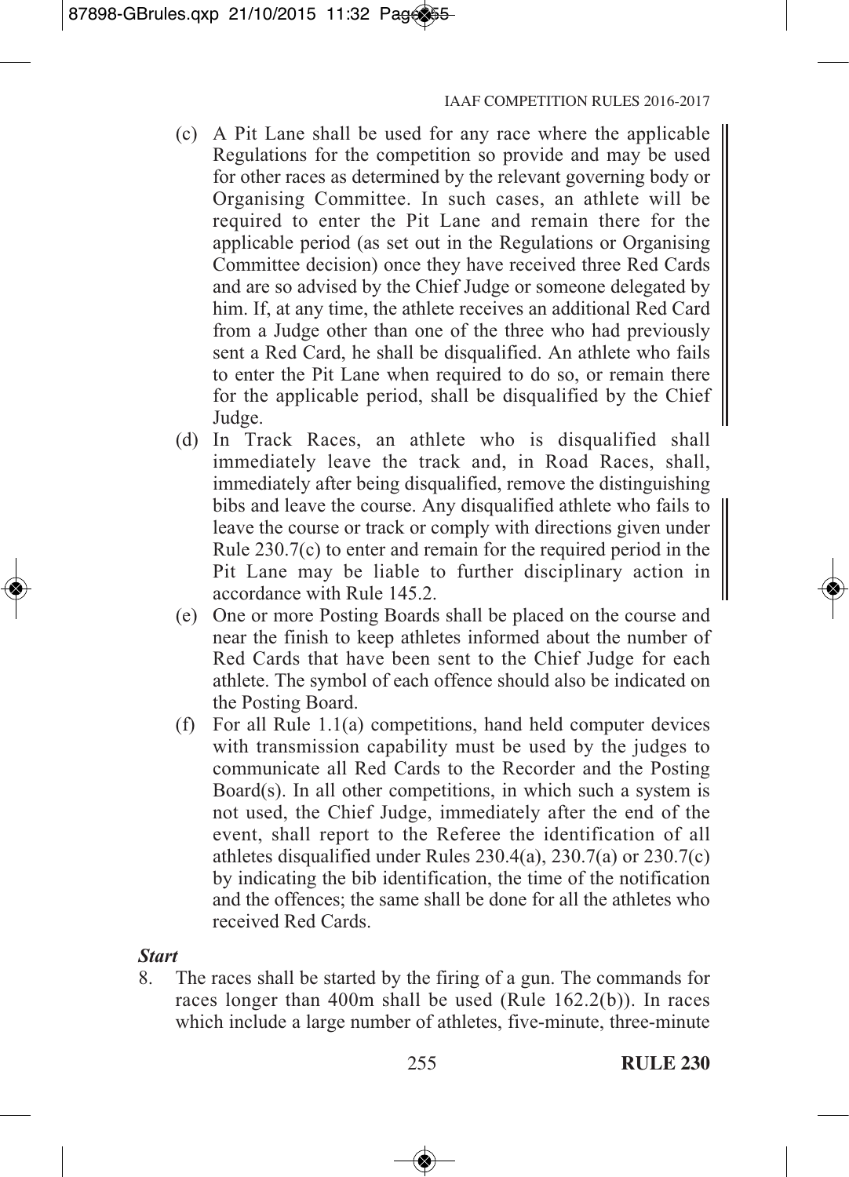(c) A Pit Lane shall be used for any race where the applicable Regulations for the competition so provide and may be used for other races as determined by the relevant governing body or Organising Committee. In such cases, an athlete will be required to enter the Pit Lane and remain there for the applicable period (as set out in the Regulations or Organising Committee decision) once they have received three Red Cards and are so advised by the Chief Judge or someone delegated by him. If, at any time, the athlete receives an additional Red Card from a Judge other than one of the three who had previously sent a Red Card, he shall be disqualified. An athlete who fails to enter the Pit Lane when required to do so, or remain there for the applicable period, shall be disqualified by the Chief Judge.

(d) In Track Races, an athlete who is disqualified shall immediately leave the track and, in Road Races, shall, immediately after being disqualified, remove the distinguishing bibs and leave the course. Any disqualified athlete who fails to leave the course or track or comply with directions given under Rule 230.7(c) to enter and remain for the required period in the Pit Lane may be liable to further disciplinary action in accordance with Rule 145.2.

(e) One or more Posting Boards shall be placed on the course and near the finish to keep athletes informed about the number of Red Cards that have been sent to the Chief Judge for each athlete. The symbol of each offence should also be indicated on the Posting Board.

(f) For all Rule 1.1(a) competitions, hand held computer devices with transmission capability must be used by the judges to communicate all Red Cards to the Recorder and the Posting Board(s). In all other competitions, in which such a system is not used, the Chief Judge, immediately after the end of the event, shall report to the Referee the identification of all athletes disqualified under Rules 230.4(a), 230.7(a) or 230.7(c) by indicating the bib identification, the time of the notification and the offences; the same shall be done for all the athletes who received Red Cards.

***Start***

8. The races shall be started by the firing of a gun. The commands for races longer than 400m shall be used (Rule 162.2(b)). In races which include a large number of athletes, five-minute, three-minute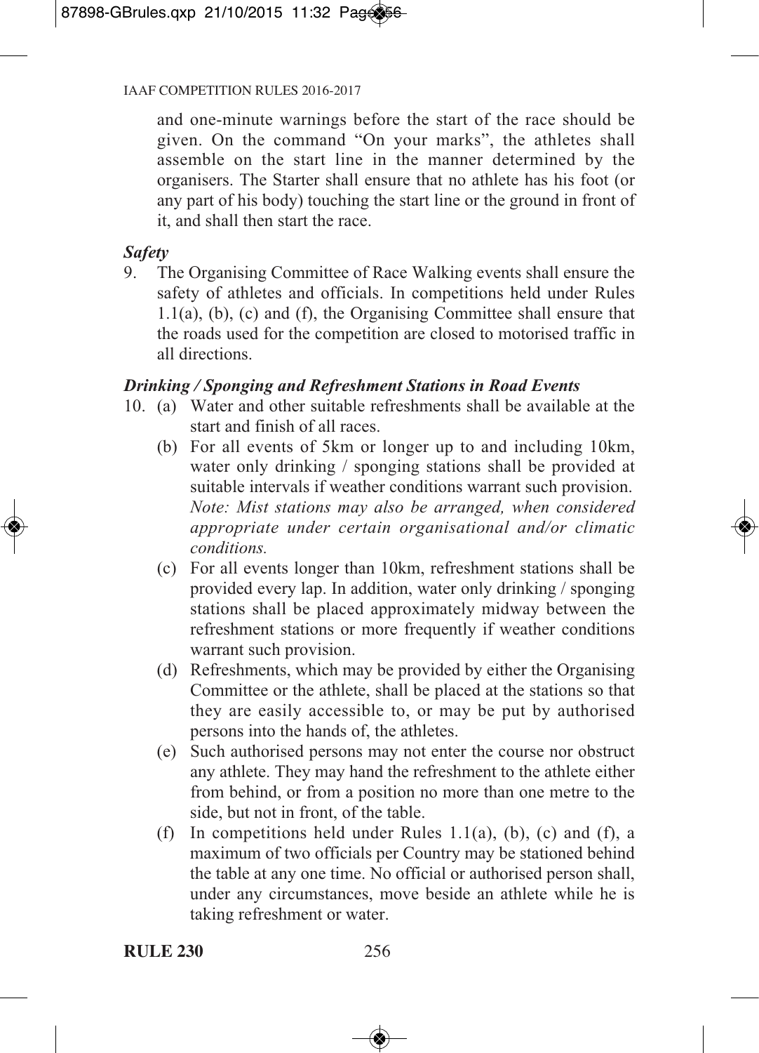and one-minute warnings before the start of the race should be given. On the command "On your marks", the athletes shall assemble on the start line in the manner determined by the organisers. The Starter shall ensure that no athlete has his foot (or any part of his body) touching the start line or the ground in front of it, and shall then start the race.

***Safety***

9. The Organising Committee of Race Walking events shall ensure the safety of athletes and officials. In competitions held under Rules 1.1(a), (b), (c) and (f), the Organising Committee shall ensure that the roads used for the competition are closed to motorised traffic in all directions.

***Drinking / Sponging and Refreshment Stations in Road Events***

10. (a) Water and other suitable refreshments shall be available at the start and finish of all races.
    (b) For all events of 5km or longer up to and including 10km, water only drinking / sponging stations shall be provided at suitable intervals if weather conditions warrant such provision.
    *Note: Mist stations may also be arranged, when considered appropriate under certain organisational and/or climatic conditions.*
    (c) For all events longer than 10km, refreshment stations shall be provided every lap. In addition, water only drinking / sponging stations shall be placed approximately midway between the refreshment stations or more frequently if weather conditions warrant such provision.
    (d) Refreshments, which may be provided by either the Organising Committee or the athlete, shall be placed at the stations so that they are easily accessible to, or may be put by authorised persons into the hands of, the athletes.
    (e) Such authorised persons may not enter the course nor obstruct any athlete. They may hand the refreshment to the athlete either from behind, or from a position no more than one metre to the side, but not in front, of the table.
    (f) In competitions held under Rules 1.1(a), (b), (c) and (f), a maximum of two officials per Country may be stationed behind the table at any one time. No official or authorised person shall, under any circumstances, move beside an athlete while he is taking refreshment or water.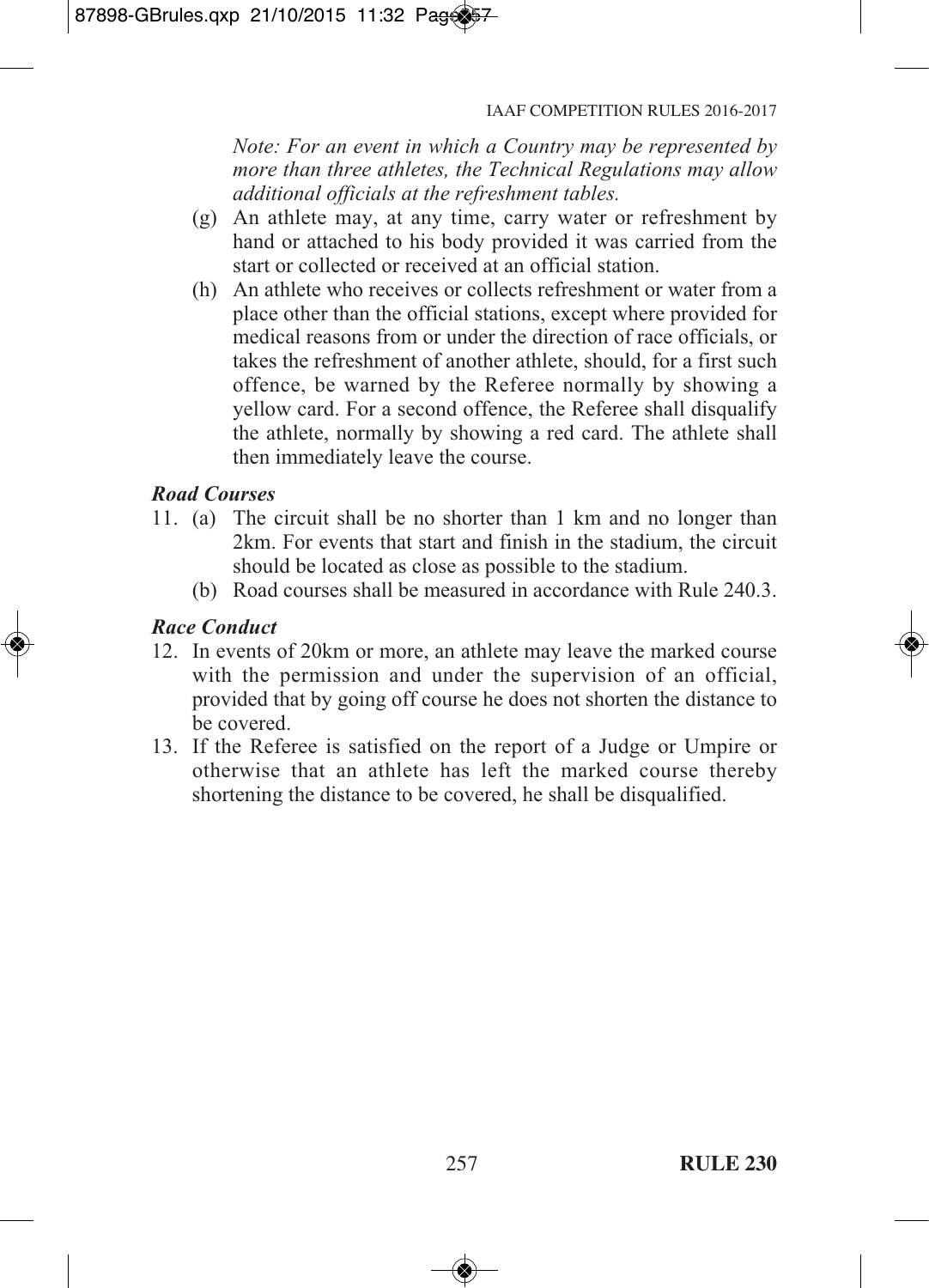*Note: For an event in which a Country may be represented by more than three athletes, the Technical Regulations may allow additional officials at the refreshment tables.*

(g) An athlete may, at any time, carry water or refreshment by hand or attached to his body provided it was carried from the start or collected or received at an official station.

(h) An athlete who receives or collects refreshment or water from a place other than the official stations, except where provided for medical reasons from or under the direction of race officials, or takes the refreshment of another athlete, should, for a first such offence, be warned by the Referee normally by showing a yellow card. For a second offence, the Referee shall disqualify the athlete, normally by showing a red card. The athlete shall then immediately leave the course.

***Road Courses***

11. (a) The circuit shall be no shorter than 1 km and no longer than 2km. For events that start and finish in the stadium, the circuit should be located as close as possible to the stadium.

    (b) Road courses shall be measured in accordance with Rule 240.3.

***Race Conduct***

12. In events of 20km or more, an athlete may leave the marked course with the permission and under the supervision of an official, provided that by going off course he does not shorten the distance to be covered.

13. If the Referee is satisfied on the report of a Judge or Umpire or otherwise that an athlete has left the marked course thereby shortening the distance to be covered, he shall be disqualified.